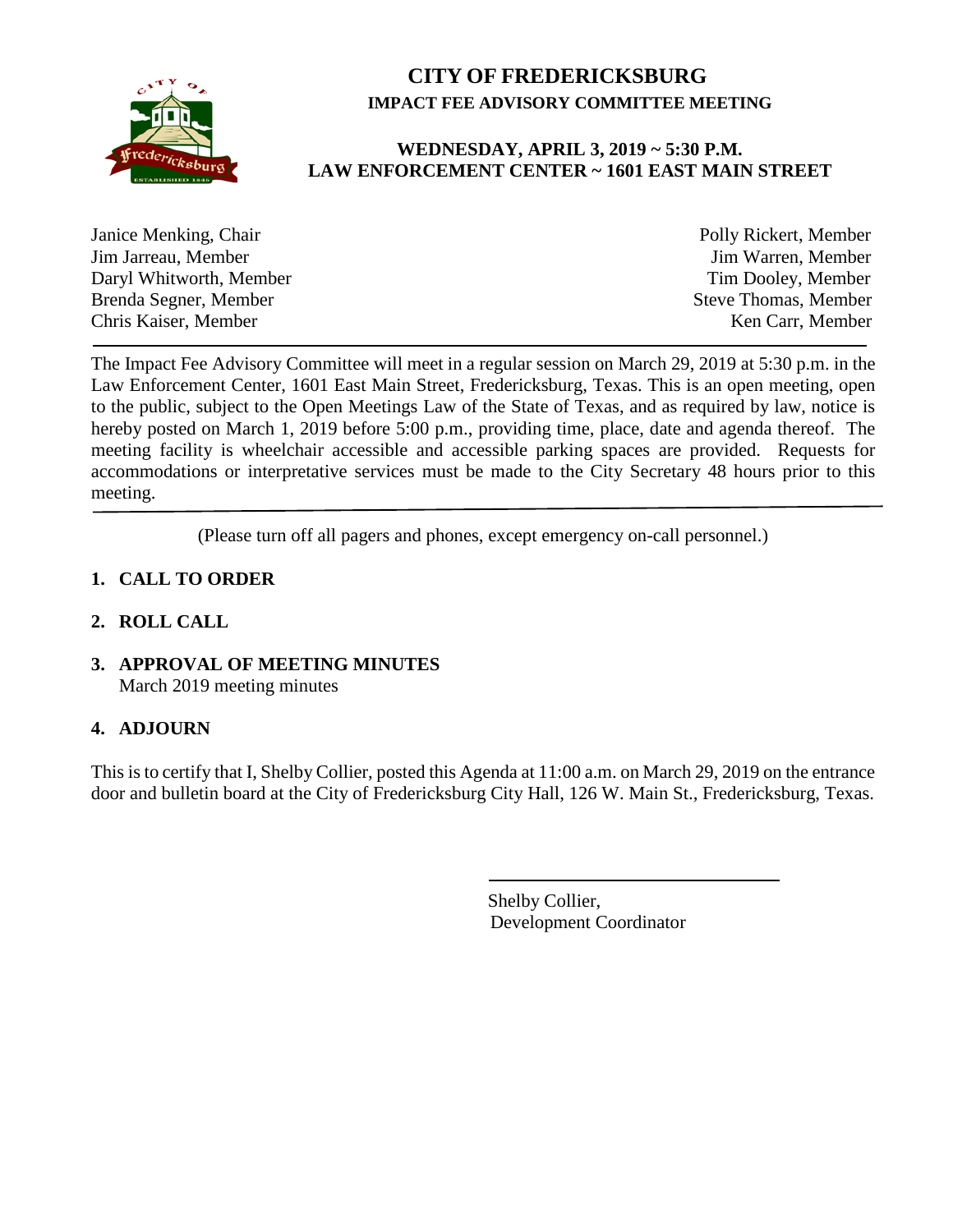# CITY OF FREDERICKSBURG

## IMPACT FEE ADVISORY COMMITTEE MEETING

### WEDNESDAY, APRIL 3, 2019 ~ 5:30 P.M.
### LAW ENFORCEMENT CENTER ~ 1601 EAST MAIN STREET

Janice Menking, Chair
Jim Jarreau, Member
Daryl Whitworth, Member
Brenda Segner, Member
Chris Kaiser, Member

Polly Rickert, Member
Jim Warren, Member
Tim Dooley, Member
Steve Thomas, Member
Ken Carr, Member

---

The Impact Fee Advisory Committee will meet in a regular session on March 29, 2019 at 5:30 p.m. in the Law Enforcement Center, 1601 East Main Street, Fredericksburg, Texas. This is an open meeting, open to the public, subject to the Open Meetings Law of the State of Texas, and as required by law, notice is hereby posted on March 1, 2019 before 5:00 p.m., providing time, place, date and agenda thereof. The meeting facility is wheelchair accessible and accessible parking spaces are provided. Requests for accommodations or interpretative services must be made to the City Secretary 48 hours prior to this meeting.

---

(Please turn off all pagers and phones, except emergency on-call personnel.)

1. **CALL TO ORDER**

2. **ROLL CALL**

3. **APPROVAL OF MEETING MINUTES**
   March 2019 meeting minutes

4. **ADJOURN**

This is to certify that I, Shelby Collier, posted this Agenda at 11:00 a.m. on March 29, 2019 on the entrance door and bulletin board at the City of Fredericksburg City Hall, 126 W. Main St., Fredericksburg, Texas.

Shelby Collier,
Development Coordinator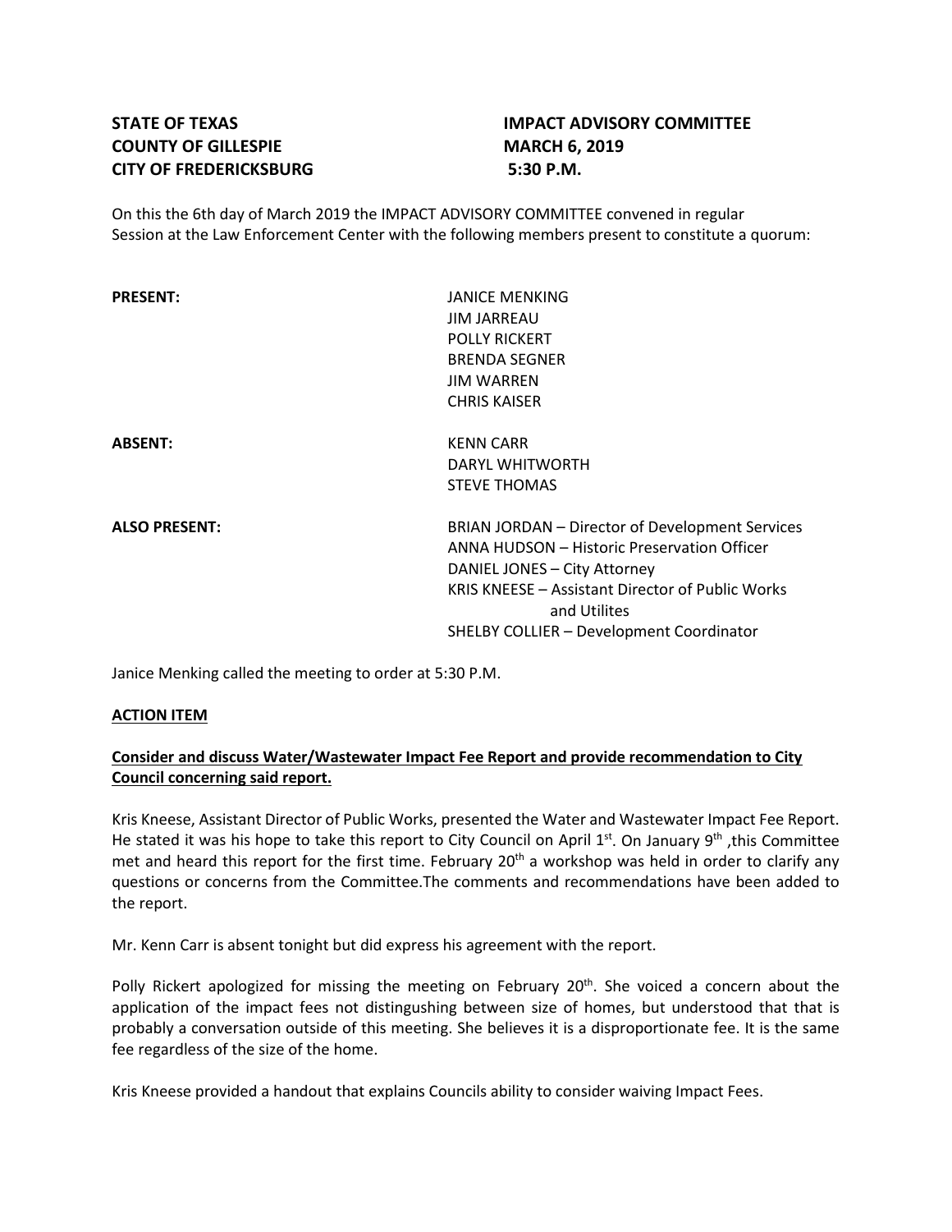**STATE OF TEXAS**
**COUNTY OF GILLESPIE**
**CITY OF FREDERICKSBURG**

**IMPACT ADVISORY COMMITTEE**
**MARCH 6, 2019**
**5:30 P.M.**

On this the 6th day of March 2019 the IMPACT ADVISORY COMMITTEE convened in regular Session at the Law Enforcement Center with the following members present to constitute a quorum:

**PRESENT:**
JANICE MENKING
JIM JARREAU
POLLY RICKERT
BRENDA SEGNER
JIM WARREN
CHRIS KAISER

**ABSENT:**
KENN CARR
DARYL WHITWORTH
STEVE THOMAS

**ALSO PRESENT:**
BRIAN JORDAN – Director of Development Services
ANNA HUDSON – Historic Preservation Officer
DANIEL JONES – City Attorney
KRIS KNEESE – Assistant Director of Public Works and Utilites
SHELBY COLLIER – Development Coordinator

Janice Menking called the meeting to order at 5:30 P.M.

**ACTION ITEM**

**Consider and discuss Water/Wastewater Impact Fee Report and provide recommendation to City Council concerning said report.**

Kris Kneese, Assistant Director of Public Works, presented the Water and Wastewater Impact Fee Report. He stated it was his hope to take this report to City Council on April 1st. On January 9th ,this Committee met and heard this report for the first time. February 20th a workshop was held in order to clarify any questions or concerns from the Committee.The comments and recommendations have been added to the report.

Mr. Kenn Carr is absent tonight but did express his agreement with the report.

Polly Rickert apologized for missing the meeting on February 20th. She voiced a concern about the application of the impact fees not distingushing between size of homes, but understood that that is probably a conversation outside of this meeting. She believes it is a disproportionate fee. It is the same fee regardless of the size of the home.

Kris Kneese provided a handout that explains Councils ability to consider waiving Impact Fees.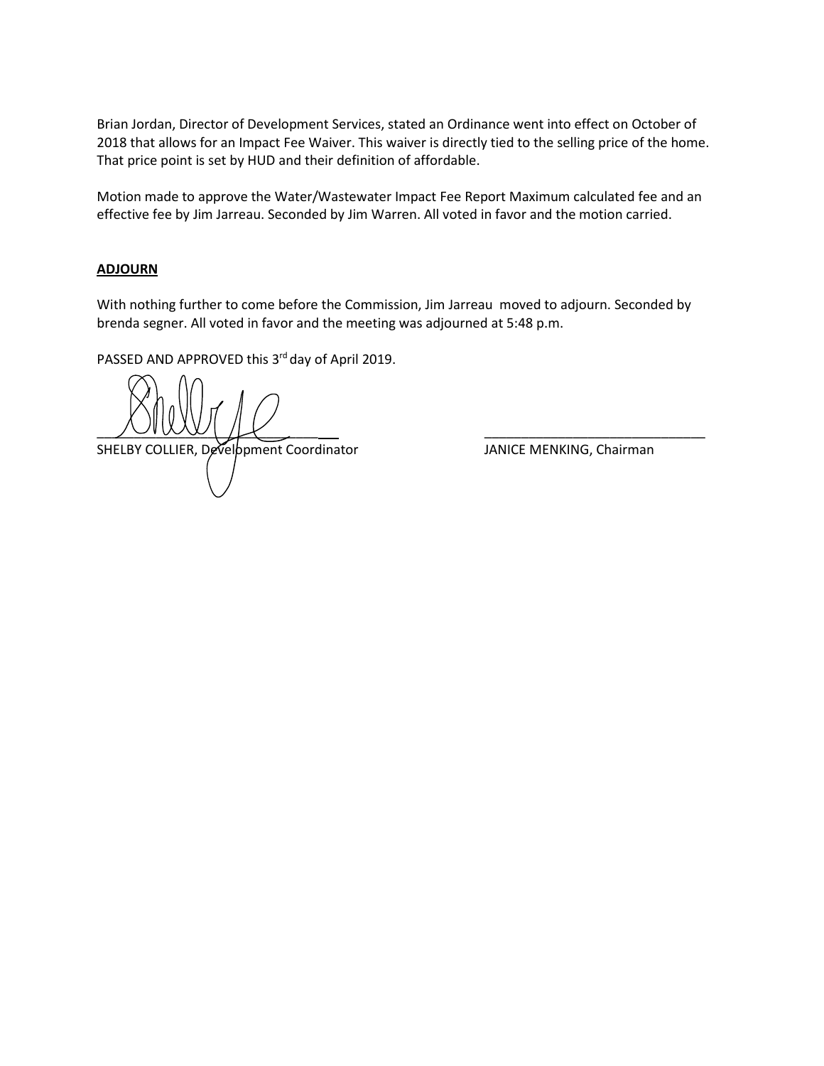Brian Jordan, Director of Development Services, stated an Ordinance went into effect on October of 2018 that allows for an Impact Fee Waiver. This waiver is directly tied to the selling price of the home. That price point is set by HUD and their definition of affordable.

Motion made to approve the Water/Wastewater Impact Fee Report Maximum calculated fee and an effective fee by Jim Jarreau. Seconded by Jim Warren. All voted in favor and the motion carried.

**ADJOURN**

With nothing further to come before the Commission, Jim Jarreau moved to adjourn. Seconded by brenda segner. All voted in favor and the meeting was adjourned at 5:48 p.m.

PASSED AND APPROVED this 3rd day of April 2019.

SHELBY COLLIER, Development Coordinator

JANICE MENKING, Chairman